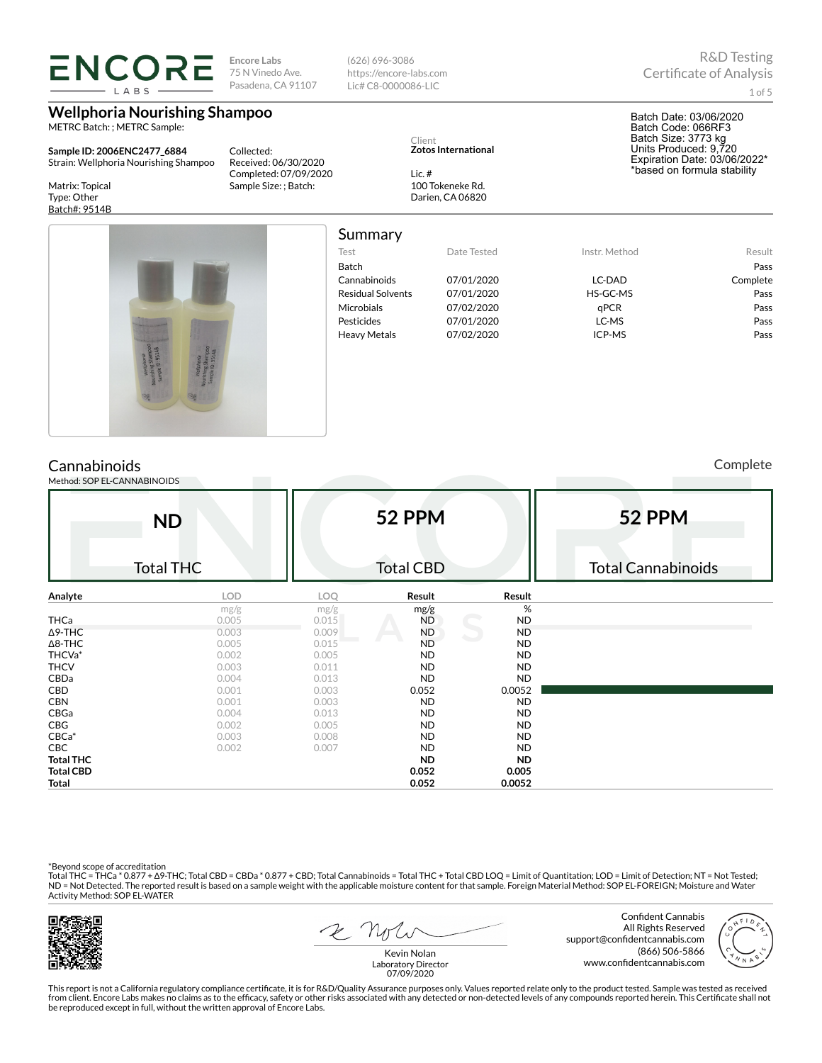ENCORE LABS

Encore Labs
75 N Vinedo Ave.
Pasadena, CA 91107

(626) 696-3086
https://encore-labs.com
Lic# C8-0000086-LIC

R&D Testing
Certificate of Analysis

# Wellphoria Nourishing Shampoo

METRC Batch: ; METRC Sample:

**Sample ID: 2006ENC2477_6884**
Strain: Wellphoria Nourishing Shampoo

Matrix: Topical
Type: Other
Batch#: 9514B

Collected:
Received: 06/30/2020
Completed: 07/09/2020
Sample Size: ; Batch:

Client
**Zotos International**

Lic. #
100 Tokeneke Rd.
Darien, CA 06820

Batch Date: 03/06/2020
Batch Code: 066RF3
Batch Size: 3773 kg
Units Produced: 9,720
Expiration Date: 03/06/2022*
*based on formula stability

## Summary

| Test | Date Tested | Instr. Method | Result |
|---|---|---|---|
| Batch | | | Pass |
| Cannabinoids | 07/01/2020 | LC-DAD | Complete |
| Residual Solvents | 07/01/2020 | HS-GC-MS | Pass |
| Microbials | 07/02/2020 | qPCR | Pass |
| Pesticides | 07/01/2020 | LC-MS | Pass |
| Heavy Metals | 07/02/2020 | ICP-MS | Pass |

## Cannabinoids

Complete

Method: SOP EL-CANNABINOIDS

| ND | 52 PPM | 52 PPM |
|---|---|---|
| Total THC | Total CBD | Total Cannabinoids |

| Analyte | LOD | LOQ | Result | Result |
|---|---|---|---|---|
| | mg/g | mg/g | mg/g | % |
| THCa | 0.005 | 0.015 | ND | ND |
| Δ9-THC | 0.003 | 0.009 | ND | ND |
| Δ8-THC | 0.005 | 0.015 | ND | ND |
| THCVa* | 0.002 | 0.005 | ND | ND |
| THCV | 0.003 | 0.011 | ND | ND |
| CBDa | 0.004 | 0.013 | ND | ND |
| CBD | 0.001 | 0.003 | 0.052 | 0.0052 |
| CBN | 0.001 | 0.003 | ND | ND |
| CBGa | 0.004 | 0.013 | ND | ND |
| CBG | 0.002 | 0.005 | ND | ND |
| CBCa* | 0.003 | 0.008 | ND | ND |
| CBC | 0.002 | 0.007 | ND | ND |
| **Total THC** | | | **ND** | **ND** |
| **Total CBD** | | | **0.052** | **0.005** |
| **Total** | | | **0.052** | **0.0052** |

*Beyond scope of accreditation
Total THC = THCa * 0.877 + Δ9-THC; Total CBD = CBDa * 0.877 + CBD; Total Cannabinoids = Total THC + Total CBD LOQ = Limit of Quantitation; LOD = Limit of Detection; NT = Not Tested; ND = Not Detected. The reported result is based on a sample weight with the applicable moisture content for that sample. Foreign Material Method: SOP EL-FOREIGN; Moisture and Water Activity Method: SOP EL-WATER

Kevin Nolan
Laboratory Director
07/09/2020

Confident Cannabis
All Rights Reserved
support@confidentcannabis.com
(866) 506-5866
www.confidentcannabis.com

This report is not a California regulatory compliance certificate, it is for R&D/Quality Assurance purposes only. Values reported relate only to the product tested. Sample was tested as received from client. Encore Labs makes no claims as to the efficacy, safety or other risks associated with any detected or non-detected levels of any compounds reported herein. This Certificate shall not be reproduced except in full, without the written approval of Encore Labs.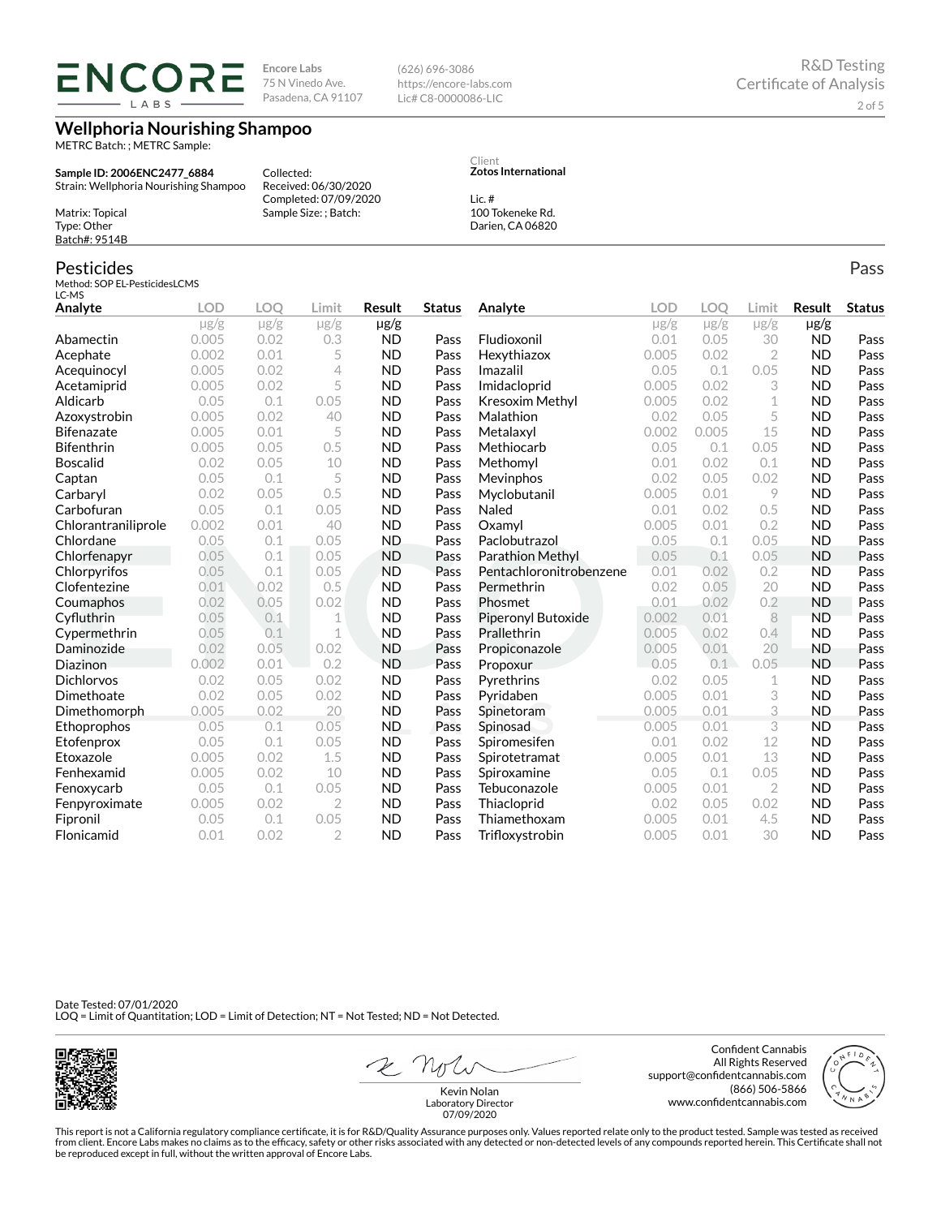ENCORE LABS

Encore Labs
75 N Vinedo Ave.
Pasadena, CA 91107

(626) 696-3086
https://encore-labs.com
Lic# C8-0000086-LIC

R&D Testing
Certificate of Analysis

# Wellphoria Nourishing Shampoo

METRC Batch: ; METRC Sample:

**Sample ID: 2006ENC2477_6884**
Strain: Wellphoria Nourishing Shampoo

Matrix: Topical
Type: Other
Batch#: 9514B

Collected:
Received: 06/30/2020
Completed: 07/09/2020
Sample Size: ; Batch:

Client
**Zotos International**

Lic. #
100 Tokeneke Rd.
Darien, CA 06820

## Pesticides

Pass

Method: SOP EL-PesticidesLCMS
LC-MS

| Analyte | LOD | LOQ | Limit | Result | Status |
|---|---|---|---|---|---|
| | µg/g | µg/g | µg/g | µg/g | |
| Abamectin | 0.005 | 0.02 | 0.3 | ND | Pass |
| Acephate | 0.002 | 0.01 | 5 | ND | Pass |
| Acequinocyl | 0.005 | 0.02 | 4 | ND | Pass |
| Acetamiprid | 0.005 | 0.02 | 5 | ND | Pass |
| Aldicarb | 0.05 | 0.1 | 0.05 | ND | Pass |
| Azoxystrobin | 0.005 | 0.02 | 40 | ND | Pass |
| Bifenazate | 0.005 | 0.01 | 5 | ND | Pass |
| Bifenthrin | 0.005 | 0.05 | 0.5 | ND | Pass |
| Boscalid | 0.02 | 0.05 | 10 | ND | Pass |
| Captan | 0.05 | 0.1 | 5 | ND | Pass |
| Carbaryl | 0.02 | 0.05 | 0.5 | ND | Pass |
| Carbofuran | 0.05 | 0.1 | 0.05 | ND | Pass |
| Chlorantraniliprole | 0.002 | 0.01 | 40 | ND | Pass |
| Chlordane | 0.05 | 0.1 | 0.05 | ND | Pass |
| Chlorfenapyr | 0.05 | 0.1 | 0.05 | ND | Pass |
| Chlorpyrifos | 0.05 | 0.1 | 0.05 | ND | Pass |
| Clofentezine | 0.01 | 0.02 | 0.5 | ND | Pass |
| Coumaphos | 0.02 | 0.05 | 0.02 | ND | Pass |
| Cyfluthrin | 0.05 | 0.1 | 1 | ND | Pass |
| Cypermethrin | 0.05 | 0.1 | 1 | ND | Pass |
| Daminozide | 0.02 | 0.05 | 0.02 | ND | Pass |
| Diazinon | 0.002 | 0.01 | 0.2 | ND | Pass |
| Dichlorvos | 0.02 | 0.05 | 0.02 | ND | Pass |
| Dimethoate | 0.02 | 0.05 | 0.02 | ND | Pass |
| Dimethomorph | 0.005 | 0.02 | 20 | ND | Pass |
| Ethoprophos | 0.05 | 0.1 | 0.05 | ND | Pass |
| Etofenprox | 0.05 | 0.1 | 0.05 | ND | Pass |
| Etoxazole | 0.005 | 0.02 | 1.5 | ND | Pass |
| Fenhexamid | 0.005 | 0.02 | 10 | ND | Pass |
| Fenoxycarb | 0.05 | 0.1 | 0.05 | ND | Pass |
| Fenpyroximate | 0.005 | 0.02 | 2 | ND | Pass |
| Fipronil | 0.05 | 0.1 | 0.05 | ND | Pass |
| Flonicamid | 0.01 | 0.02 | 2 | ND | Pass |
| Fludioxonil | 0.01 | 0.05 | 30 | ND | Pass |
| Hexythiazox | 0.005 | 0.02 | 2 | ND | Pass |
| Imazalil | 0.05 | 0.1 | 0.05 | ND | Pass |
| Imidacloprid | 0.005 | 0.02 | 3 | ND | Pass |
| Kresoxim Methyl | 0.005 | 0.02 | 1 | ND | Pass |
| Malathion | 0.02 | 0.05 | 5 | ND | Pass |
| Metalaxyl | 0.002 | 0.005 | 15 | ND | Pass |
| Methiocarb | 0.05 | 0.1 | 0.05 | ND | Pass |
| Methomyl | 0.01 | 0.02 | 0.1 | ND | Pass |
| Mevinphos | 0.02 | 0.05 | 0.02 | ND | Pass |
| Myclobutanil | 0.005 | 0.01 | 9 | ND | Pass |
| Naled | 0.01 | 0.02 | 0.5 | ND | Pass |
| Oxamyl | 0.005 | 0.01 | 0.2 | ND | Pass |
| Paclobutrazol | 0.05 | 0.1 | 0.05 | ND | Pass |
| Parathion Methyl | 0.05 | 0.1 | 0.05 | ND | Pass |
| Pentachloronitrobenzene | 0.01 | 0.02 | 0.2 | ND | Pass |
| Permethrin | 0.02 | 0.05 | 20 | ND | Pass |
| Phosmet | 0.01 | 0.02 | 0.2 | ND | Pass |
| Piperonyl Butoxide | 0.002 | 0.01 | 8 | ND | Pass |
| Prallethrin | 0.005 | 0.02 | 0.4 | ND | Pass |
| Propiconazole | 0.005 | 0.01 | 20 | ND | Pass |
| Propoxur | 0.05 | 0.1 | 0.05 | ND | Pass |
| Pyrethrins | 0.02 | 0.05 | 1 | ND | Pass |
| Pyridaben | 0.005 | 0.01 | 3 | ND | Pass |
| Spinetoram | 0.005 | 0.01 | 3 | ND | Pass |
| Spinosad | 0.005 | 0.01 | 3 | ND | Pass |
| Spiromesifen | 0.01 | 0.02 | 12 | ND | Pass |
| Spirotetramat | 0.005 | 0.01 | 13 | ND | Pass |
| Spiroxamine | 0.05 | 0.1 | 0.05 | ND | Pass |
| Tebuconazole | 0.005 | 0.01 | 2 | ND | Pass |
| Thiacloprid | 0.02 | 0.05 | 0.02 | ND | Pass |
| Thiamethoxam | 0.005 | 0.01 | 4.5 | ND | Pass |
| Trifloxystrobin | 0.005 | 0.01 | 30 | ND | Pass |

Date Tested: 07/01/2020
LOQ = Limit of Quantitation; LOD = Limit of Detection; NT = Not Tested; ND = Not Detected.

Kevin Nolan
Laboratory Director
07/09/2020

Confident Cannabis
All Rights Reserved
support@confidentcannabis.com
(866) 506-5866
www.confidentcannabis.com

This report is not a California regulatory compliance certificate, it is for R&D/Quality Assurance purposes only. Values reported relate only to the product tested. Sample was tested as received from client. Encore Labs makes no claims as to the efficacy, safety or other risks associated with any detected or non-detected levels of any compounds reported herein. This Certificate shall not be reproduced except in full, without the written approval of Encore Labs.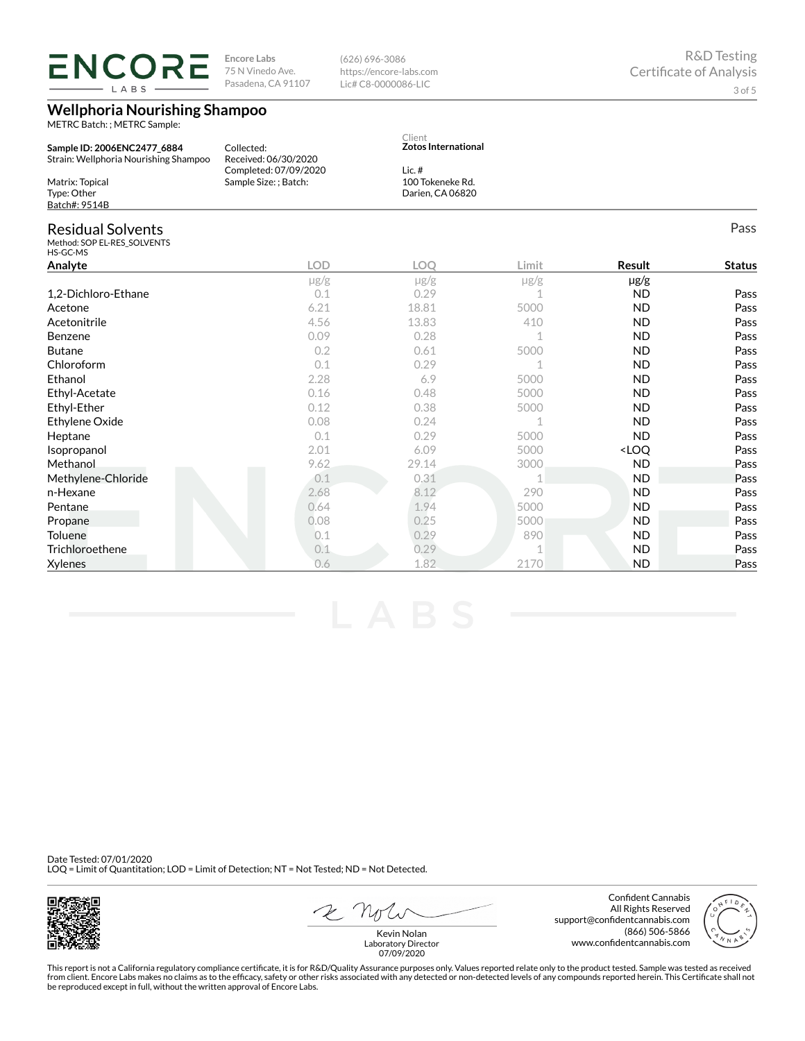Encore Labs
75 N Vinedo Ave.
Pasadena, CA 91107

(626) 696-3086
https://encore-labs.com
Lic# C8-0000086-LIC

R&D Testing
Certificate of Analysis

# Wellphoria Nourishing Shampoo

METRC Batch: ; METRC Sample:

**Sample ID: 2006ENC2477_6884**
Strain: Wellphoria Nourishing Shampoo

Matrix: Topical
Type: Other
Batch#: 9514B

Collected:
Received: 06/30/2020
Completed: 07/09/2020
Sample Size: ; Batch:

Client
**Zotos International**

Lic. #
100 Tokeneke Rd.
Darien, CA 06820

## Residual Solvents

Pass

Method: SOP EL-RES_SOLVENTS
HS-GC-MS

| Analyte | LOD | LOQ | Limit | Result | Status |
|---|---|---|---|---|---|
| | μg/g | μg/g | μg/g | μg/g | |
| 1,2-Dichloro-Ethane | 0.1 | 0.29 | 1 | ND | Pass |
| Acetone | 6.21 | 18.81 | 5000 | ND | Pass |
| Acetonitrile | 4.56 | 13.83 | 410 | ND | Pass |
| Benzene | 0.09 | 0.28 | 1 | ND | Pass |
| Butane | 0.2 | 0.61 | 5000 | ND | Pass |
| Chloroform | 0.1 | 0.29 | 1 | ND | Pass |
| Ethanol | 2.28 | 6.9 | 5000 | ND | Pass |
| Ethyl-Acetate | 0.16 | 0.48 | 5000 | ND | Pass |
| Ethyl-Ether | 0.12 | 0.38 | 5000 | ND | Pass |
| Ethylene Oxide | 0.08 | 0.24 | 1 | ND | Pass |
| Heptane | 0.1 | 0.29 | 5000 | ND | Pass |
| Isopropanol | 2.01 | 6.09 | 5000 | <LOQ | Pass |
| Methanol | 9.62 | 29.14 | 3000 | ND | Pass |
| Methylene-Chloride | 0.1 | 0.31 | 1 | ND | Pass |
| n-Hexane | 2.68 | 8.12 | 290 | ND | Pass |
| Pentane | 0.64 | 1.94 | 5000 | ND | Pass |
| Propane | 0.08 | 0.25 | 5000 | ND | Pass |
| Toluene | 0.1 | 0.29 | 890 | ND | Pass |
| Trichloroethene | 0.1 | 0.29 | 1 | ND | Pass |
| Xylenes | 0.6 | 1.82 | 2170 | ND | Pass |

Date Tested: 07/01/2020
LOQ = Limit of Quantitation; LOD = Limit of Detection; NT = Not Tested; ND = Not Detected.

Kevin Nolan
Laboratory Director
07/09/2020

Confident Cannabis
All Rights Reserved
support@confidentcannabis.com
(866) 506-5866
www.confidentcannabis.com

This report is not a California regulatory compliance certificate, it is for R&D/Quality Assurance purposes only. Values reported relate only to the product tested. Sample was tested as received from client. Encore Labs makes no claims as to the efficacy, safety or other risks associated with any detected or non-detected levels of any compounds reported herein. This Certificate shall not be reproduced except in full, without the written approval of Encore Labs.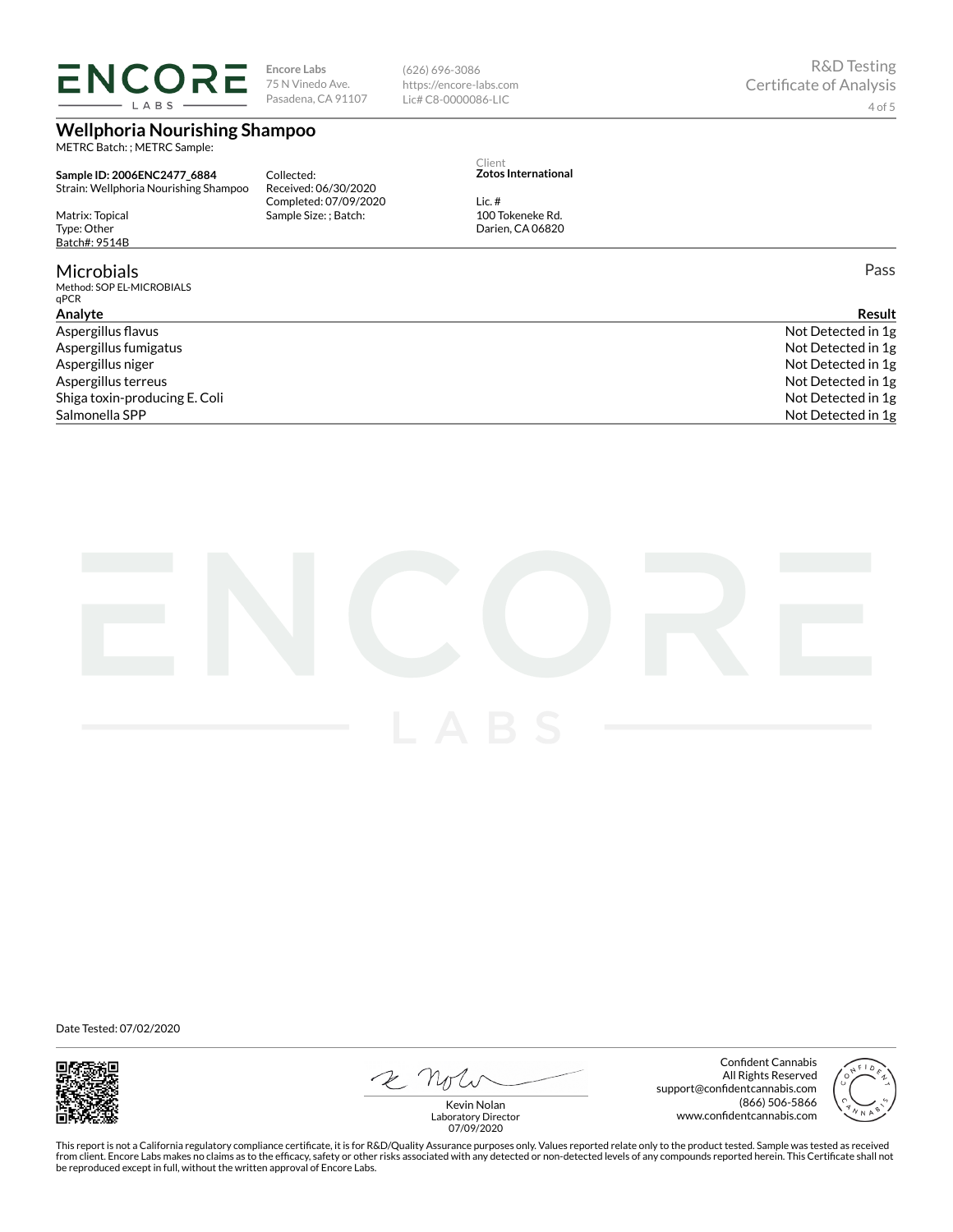Encore Labs
75 N Vinedo Ave.
Pasadena, CA 91107

(626) 696-3086
https://encore-labs.com
Lic# C8-0000086-LIC

R&D Testing
Certificate of Analysis

## Wellphoria Nourishing Shampoo

METRC Batch: ; METRC Sample:

**Sample ID: 2006ENC2477_6884**
Strain: Wellphoria Nourishing Shampoo

Matrix: Topical
Type: Other
Batch#: 9514B

Collected:
Received: 06/30/2020
Completed: 07/09/2020
Sample Size: ; Batch:

Client
**Zotos International**

Lic. #
100 Tokeneke Rd.
Darien, CA 06820

## Microbials

Pass

Method: SOP EL-MICROBIALS
qPCR

| Analyte | Result |
|---|---|
| Aspergillus flavus | Not Detected in 1g |
| Aspergillus fumigatus | Not Detected in 1g |
| Aspergillus niger | Not Detected in 1g |
| Aspergillus terreus | Not Detected in 1g |
| Shiga toxin-producing E. Coli | Not Detected in 1g |
| Salmonella SPP | Not Detected in 1g |

Date Tested: 07/02/2020

Kevin Nolan
Laboratory Director
07/09/2020

Confident Cannabis
All Rights Reserved
support@confidentcannabis.com
(866) 506-5866
www.confidentcannabis.com

This report is not a California regulatory compliance certificate, it is for R&D/Quality Assurance purposes only. Values reported relate only to the product tested. Sample was tested as received from client. Encore Labs makes no claims as to the efficacy, safety or other risks associated with any detected or non-detected levels of any compounds reported herein. This Certificate shall not be reproduced except in full, without the written approval of Encore Labs.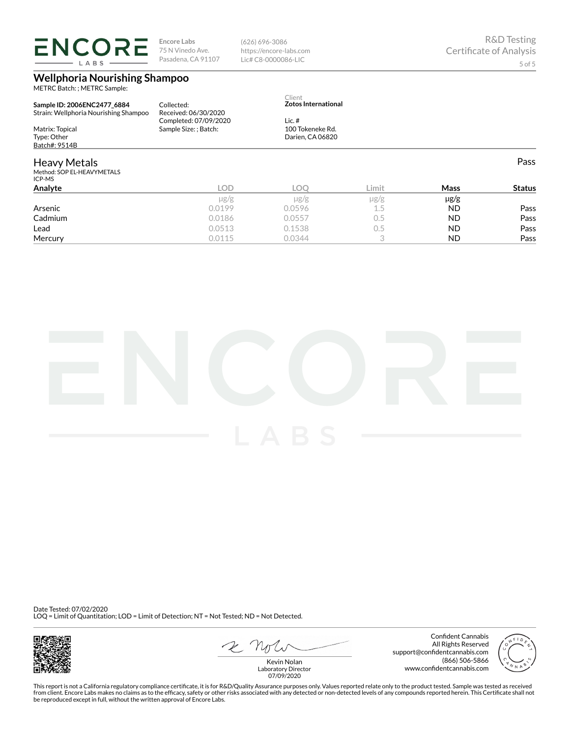**Encore Labs**
75 N Vinedo Ave.
Pasadena, CA 91107

(626) 696-3086
https://encore-labs.com
Lic# C8-0000086-LIC

R&D Testing
Certificate of Analysis

## Wellphoria Nourishing Shampoo

METRC Batch: ; METRC Sample:

**Sample ID: 2006ENC2477_6884**
Strain: Wellphoria Nourishing Shampoo

Matrix: Topical
Type: Other
Batch#: 9514B

Collected:
Received: 06/30/2020
Completed: 07/09/2020
Sample Size: ; Batch:

Client
**Zotos International**

Lic. #
100 Tokeneke Rd.
Darien, CA 06820

## Heavy Metals

Pass

Method: SOP EL-HEAVYMETALS
ICP-MS

| Analyte | LOD | LOQ | Limit | Mass | Status |
|---|---|---|---|---|---|
| | μg/g | μg/g | μg/g | μg/g | |
| Arsenic | 0.0199 | 0.0596 | 1.5 | ND | Pass |
| Cadmium | 0.0186 | 0.0557 | 0.5 | ND | Pass |
| Lead | 0.0513 | 0.1538 | 0.5 | ND | Pass |
| Mercury | 0.0115 | 0.0344 | 3 | ND | Pass |

Date Tested: 07/02/2020
LOQ = Limit of Quantitation; LOD = Limit of Detection; NT = Not Tested; ND = Not Detected.

Kevin Nolan
Laboratory Director
07/09/2020

Confident Cannabis
All Rights Reserved
support@confidentcannabis.com
(866) 506-5866
www.confidentcannabis.com

This report is not a California regulatory compliance certificate, it is for R&D/Quality Assurance purposes only. Values reported relate only to the product tested. Sample was tested as received from client. Encore Labs makes no claims as to the efficacy, safety or other risks associated with any detected or non-detected levels of any compounds reported herein. This Certificate shall not be reproduced except in full, without the written approval of Encore Labs.